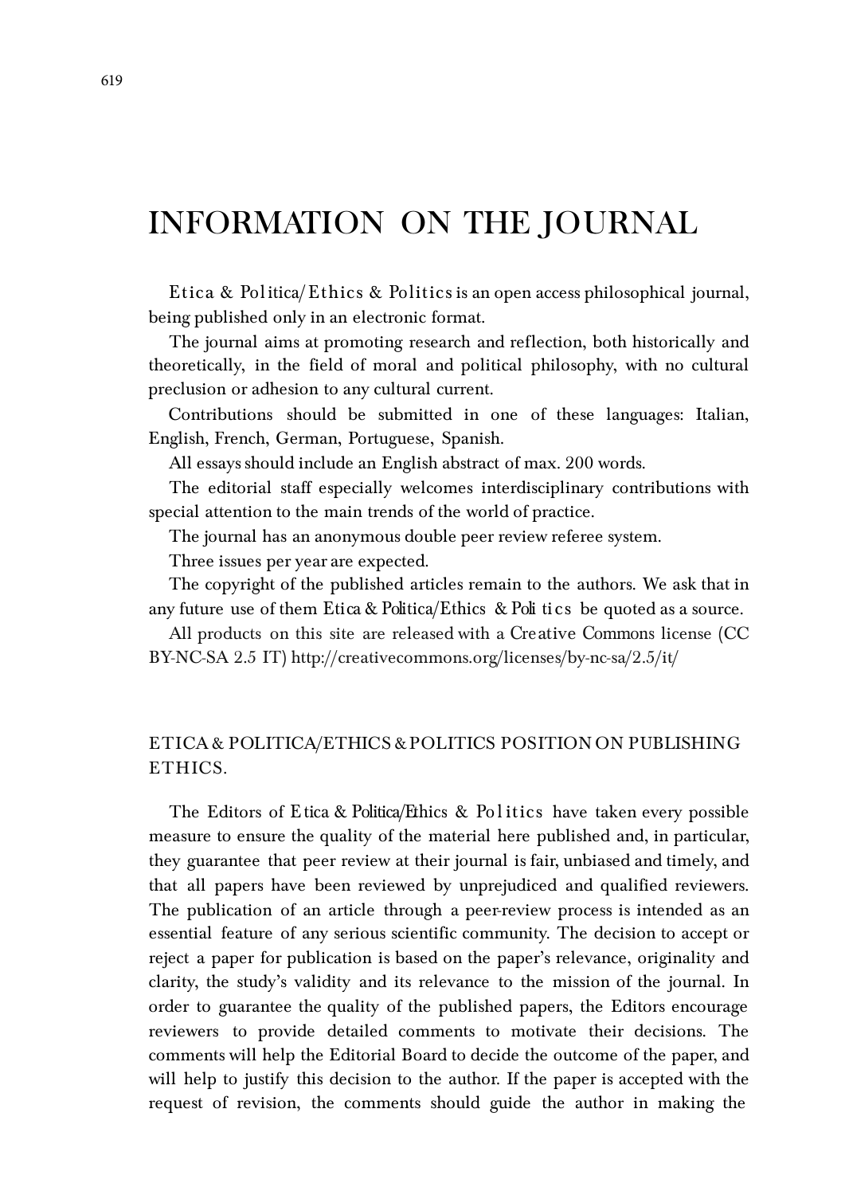# INFORMATION ON THE JOURNAL

*Etica & Politica/Ethics & Politics* is an open access philosophical journal, being published only in an electronic format.

The journal aims at promoting research and reflection, both historically and theoretically, in the field of moral and political philosophy, with no cultural preclusion or adhesion to any cultural current.

Contributions should be submitted in one of these languages: Italian, English, French, German, Portuguese, Spanish.

All essays should include an English abstract of max. 200 words.

The editorial staff especially welcomes interdisciplinary contributions with special attention to the main trends of the world of practice.

The journal has an anonymous double peer review referee system.

Three issues per year are expected.

The copyright of the published articles remain to the authors. We ask that in any future use of them *Etica & Politica/Ethics & Politics* be quoted as a source.

All products on this site are released with a Creative Commons license (CC BY-NC-SA 2.5 IT) http://creativecommons.org/licenses/by-nc-sa/2.5/it/

## ETICA & POLITICA/ETHICS & POLITICS POSITION ON PUBLISHING ETHICS.

The Editors of *Etica & Politica/Ethics & Politics* have taken every possible measure to ensure the quality of the material here published and, in particular, they guarantee that peer review at their journal is fair, unbiased and timely, and that all papers have been reviewed by unprejudiced and qualified reviewers. The publication of an article through a peer-review process is intended as an essential feature of any serious scientific community. The decision to accept or reject a paper for publication is based on the paper's relevance, originality and clarity, the study's validity and its relevance to the mission of the journal. In order to guarantee the quality of the published papers, the Editors encourage reviewers to provide detailed comments to motivate their decisions. The comments will help the Editorial Board to decide the outcome of the paper, and will help to justify this decision to the author. If the paper is accepted with the request of revision, the comments should guide the author in making the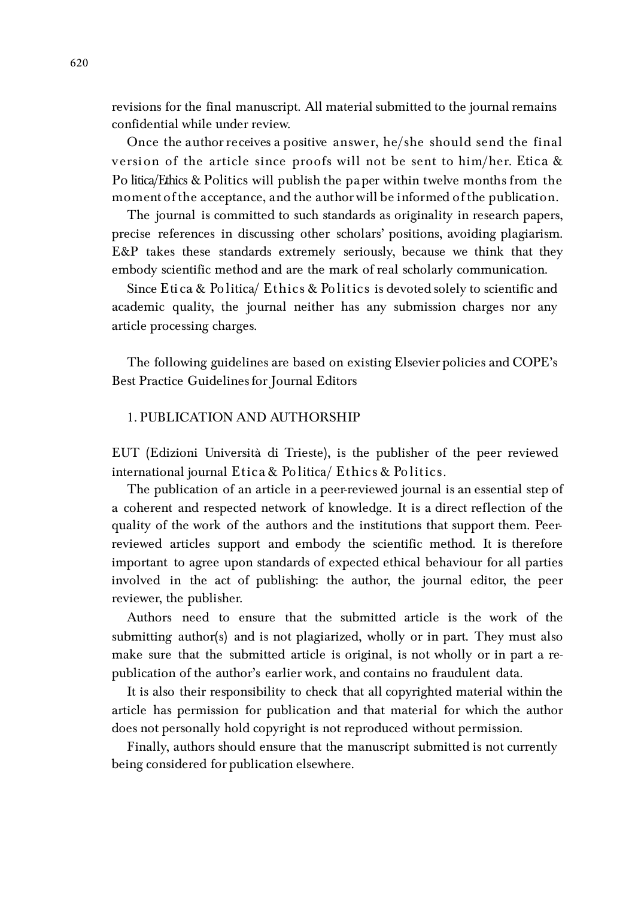revisions for the final manuscript. All material submitted to the journal remains confidential while under review.

Once the author receives a positive answer, he/she should send the final version of the article since proofs will not be sent to him/her. Etica & Politica/Ethics & Politics will publish the paper within twelve months from the moment of the acceptance, and the author will be informed of the publication.

The journal is committed to such standards as originality in research papers, precise references in discussing other scholars' positions, avoiding plagiarism. E&P takes these standards extremely seriously, because we think that they embody scientific method and are the mark of real scholarly communication.

Since Etica & Politica/ Ethics & Politics is devoted solely to scientific and academic quality, the journal neither has any submission charges nor any article processing charges.

The following guidelines are based on existing Elsevier policies and COPE's Best Practice Guidelines for Journal Editors

## 1. PUBLICATION AND AUTHORSHIP

EUT (Edizioni Università di Trieste), is the publisher of the peer reviewed international journal Etica & Politica/ Ethics & Politics.

The publication of an article in a peer-reviewed journal is an essential step of a coherent and respected network of knowledge. It is a direct reflection of the quality of the work of the authors and the institutions that support them. Peer-reviewed articles support and embody the scientific method. It is therefore important to agree upon standards of expected ethical behaviour for all parties involved in the act of publishing: the author, the journal editor, the peer reviewer, the publisher.

Authors need to ensure that the submitted article is the work of the submitting author(s) and is not plagiarized, wholly or in part. They must also make sure that the submitted article is original, is not wholly or in part a re-publication of the author's earlier work, and contains no fraudulent data.

It is also their responsibility to check that all copyrighted material within the article has permission for publication and that material for which the author does not personally hold copyright is not reproduced without permission.

Finally, authors should ensure that the manuscript submitted is not currently being considered for publication elsewhere.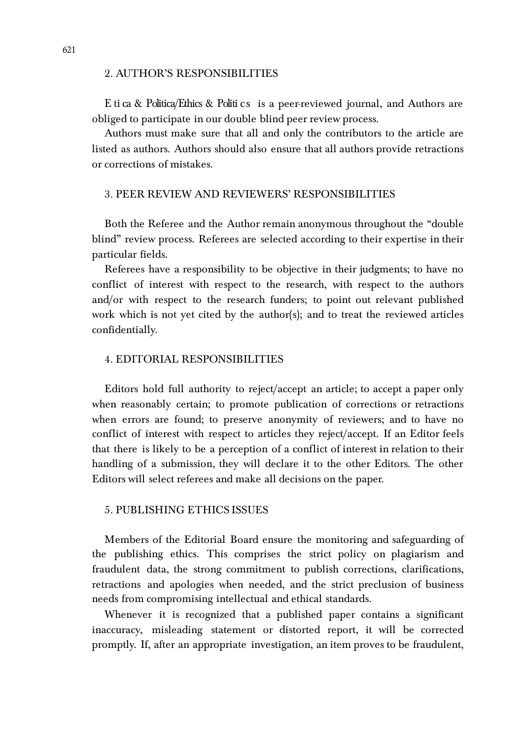## 2. AUTHOR'S RESPONSIBILITIES

Etica & Politica/Ethics & Politics is a peer-reviewed journal, and Authors are obliged to participate in our double blind peer review process.

Authors must make sure that all and only the contributors to the article are listed as authors. Authors should also ensure that all authors provide retractions or corrections of mistakes.

## 3. PEER REVIEW AND REVIEWERS' RESPONSIBILITIES

Both the Referee and the Author remain anonymous throughout the "double blind" review process. Referees are selected according to their expertise in their particular fields.

Referees have a responsibility to be objective in their judgments; to have no conflict of interest with respect to the research, with respect to the authors and/or with respect to the research funders; to point out relevant published work which is not yet cited by the author(s); and to treat the reviewed articles confidentially.

## 4. EDITORIAL RESPONSIBILITIES

Editors hold full authority to reject/accept an article; to accept a paper only when reasonably certain; to promote publication of corrections or retractions when errors are found; to preserve anonymity of reviewers; and to have no conflict of interest with respect to articles they reject/accept. If an Editor feels that there is likely to be a perception of a conflict of interest in relation to their handling of a submission, they will declare it to the other Editors. The other Editors will select referees and make all decisions on the paper.

## 5. PUBLISHING ETHICS ISSUES

Members of the Editorial Board ensure the monitoring and safeguarding of the publishing ethics. This comprises the strict policy on plagiarism and fraudulent data, the strong commitment to publish corrections, clarifications, retractions and apologies when needed, and the strict preclusion of business needs from compromising intellectual and ethical standards.

Whenever it is recognized that a published paper contains a significant inaccuracy, misleading statement or distorted report, it will be corrected promptly. If, after an appropriate investigation, an item proves to be fraudulent,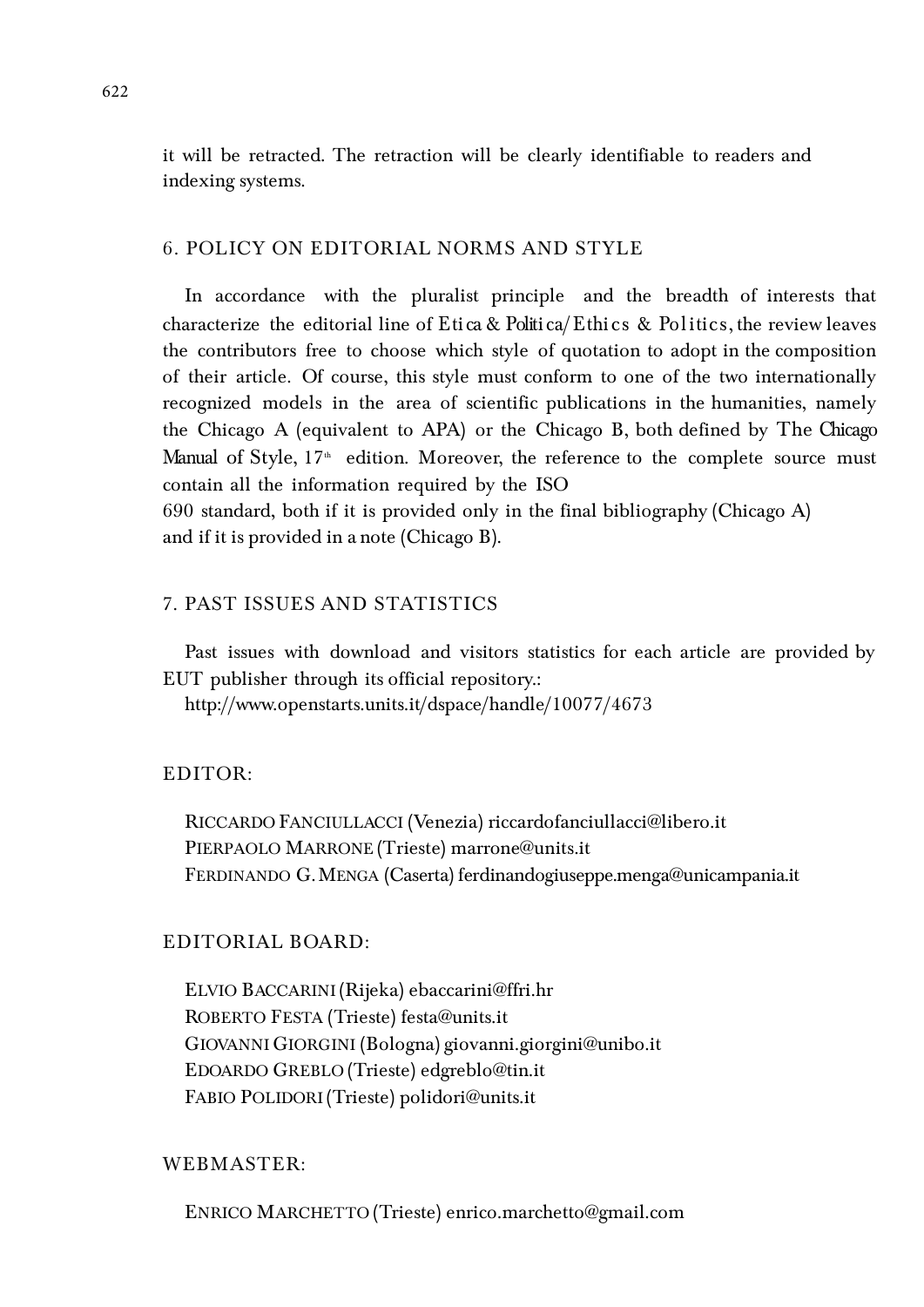it will be retracted. The retraction will be clearly identifiable to readers and indexing systems.

## 6. POLICY ON EDITORIAL NORMS AND STYLE

In accordance with the pluralist principle and the breadth of interests that characterize the editorial line of *Etica & Politica/Ethics & Politics*, the review leaves the contributors free to choose which style of quotation to adopt in the composition of their article. Of course, this style must conform to one of the two internationally recognized models in the area of scientific publications in the humanities, namely the Chicago A (equivalent to APA) or the Chicago B, both defined by *The Chicago Manual of Style*, 17th edition. Moreover, the reference to the complete source must contain all the information required by the ISO 690 standard, both if it is provided only in the final bibliography (Chicago A) and if it is provided in a note (Chicago B).

## 7. PAST ISSUES AND STATISTICS

Past issues with download and visitors statistics for each article are provided by EUT publisher through its official repository.:
http://www.openstarts.units.it/dspace/handle/10077/4673

## EDITOR:

RICCARDO FANCIULLACCI (Venezia) riccardofanciullacci@libero.it
PIERPAOLO MARRONE (Trieste) marrone@units.it
FERDINANDO G. MENGA (Caserta) ferdinandogiuseppe.menga@unicampania.it

## EDITORIAL BOARD:

ELVIO BACCARINI (Rijeka) ebaccarini@ffri.hr
ROBERTO FESTA (Trieste) festa@units.it
GIOVANNI GIORGINI (Bologna) giovanni.giorgini@unibo.it
EDOARDO GREBLO (Trieste) edgreblo@tin.it
FABIO POLIDORI (Trieste) polidori@units.it

## WEBMASTER:

ENRICO MARCHETTO (Trieste) enrico.marchetto@gmail.com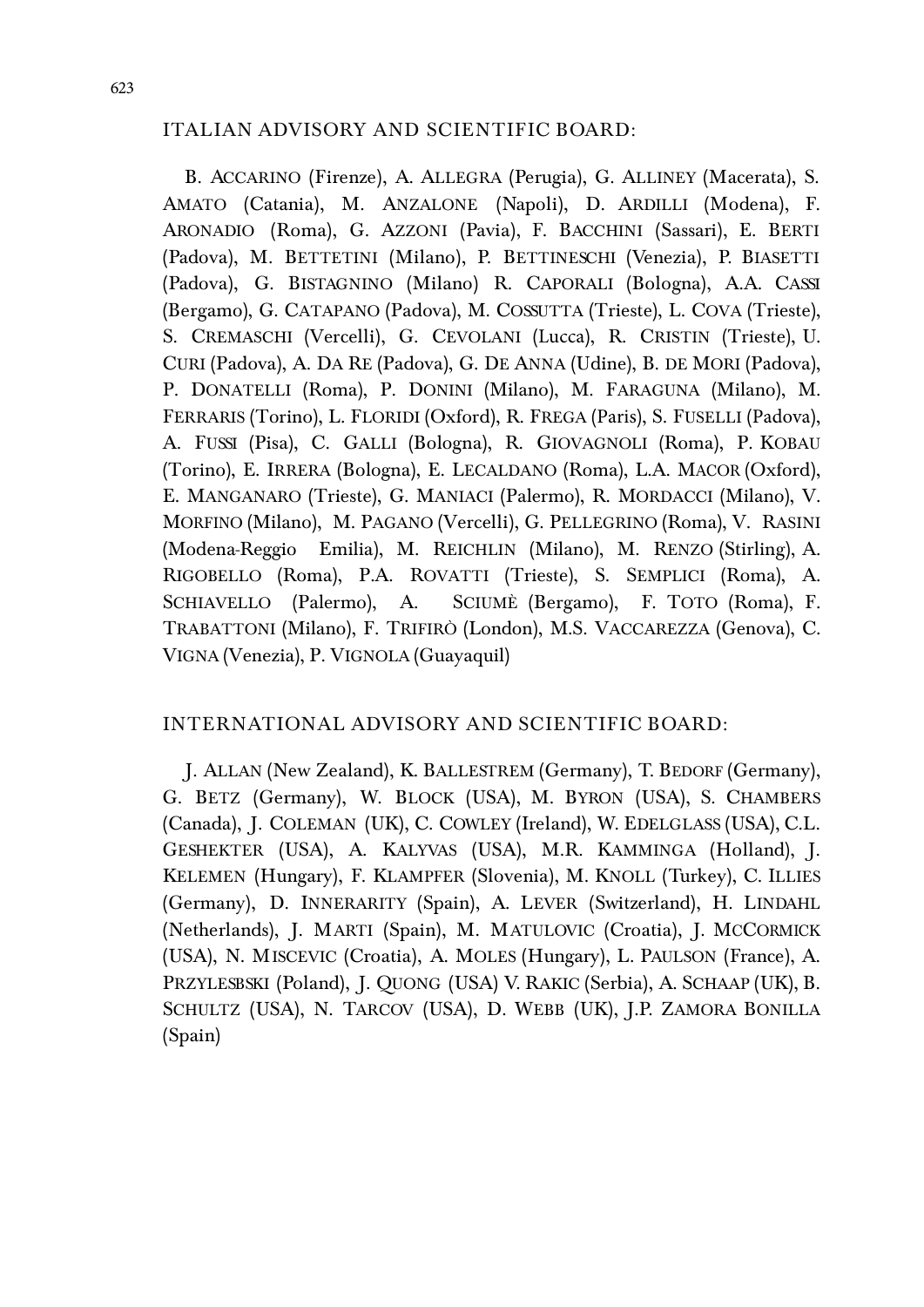## ITALIAN ADVISORY AND SCIENTIFIC BOARD:

B. ACCARINO (Firenze), A. ALLEGRA (Perugia), G. ALLINEY (Macerata), S. AMATO (Catania), M. ANZALONE (Napoli), D. ARDILLI (Modena), F. ARONADIO (Roma), G. AZZONI (Pavia), F. BACCHINI (Sassari), E. BERTI (Padova), M. BETTETINI (Milano), P. BETTINESCHI (Venezia), P. BIASETTI (Padova), G. BISTAGNINO (Milano) R. CAPORALI (Bologna), A.A. CASSI (Bergamo), G. CATAPANO (Padova), M. COSSUTTA (Trieste), L. COVA (Trieste), S. CREMASCHI (Vercelli), G. CEVOLANI (Lucca), R. CRISTIN (Trieste), U. CURI (Padova), A. DA RE (Padova), G. DE ANNA (Udine), B. DE MORI (Padova), P. DONATELLI (Roma), P. DONINI (Milano), M. FARAGUNA (Milano), M. FERRARIS (Torino), L. FLORIDI (Oxford), R. FREGA (Paris), S. FUSELLI (Padova), A. FUSSI (Pisa), C. GALLI (Bologna), R. GIOVAGNOLI (Roma), P. KOBAU (Torino), E. IRRERA (Bologna), E. LECALDANO (Roma), L.A. MACOR (Oxford), E. MANGANARO (Trieste), G. MANIACI (Palermo), R. MORDACCI (Milano), V. MORFINO (Milano), M. PAGANO (Vercelli), G. PELLEGRINO (Roma), V. RASINI (Modena-Reggio Emilia), M. REICHLIN (Milano), M. RENZO (Stirling), A. RIGOBELLO (Roma), P.A. ROVATTI (Trieste), S. SEMPLICI (Roma), A. SCHIAVELLO (Palermo), A. SCIUMÈ (Bergamo), F. TOTO (Roma), F. TRABATTONI (Milano), F. TRIFIRÒ (London), M.S. VACCAREZZA (Genova), C. VIGNA (Venezia), P. VIGNOLA (Guayaquil)

## INTERNATIONAL ADVISORY AND SCIENTIFIC BOARD:

J. ALLAN (New Zealand), K. BALLESTREM (Germany), T. BEDORF (Germany), G. BETZ (Germany), W. BLOCK (USA), M. BYRON (USA), S. CHAMBERS (Canada), J. COLEMAN (UK), C. COWLEY (Ireland), W. EDELGLASS (USA), C.L. GESHEKTER (USA), A. KALYVAS (USA), M.R. KAMMINGA (Holland), J. KELEMEN (Hungary), F. KLAMPFER (Slovenia), M. KNOLL (Turkey), C. ILLIES (Germany), D. INNERARITY (Spain), A. LEVER (Switzerland), H. LINDAHL (Netherlands), J. MARTI (Spain), M. MATULOVIC (Croatia), J. MCCORMICK (USA), N. MISCEVIC (Croatia), A. MOLES (Hungary), L. PAULSON (France), A. PRZYLESBSKI (Poland), J. QUONG (USA) V. RAKIC (Serbia), A. SCHAAP (UK), B. SCHULTZ (USA), N. TARCOV (USA), D. WEBB (UK), J.P. ZAMORA BONILLA (Spain)